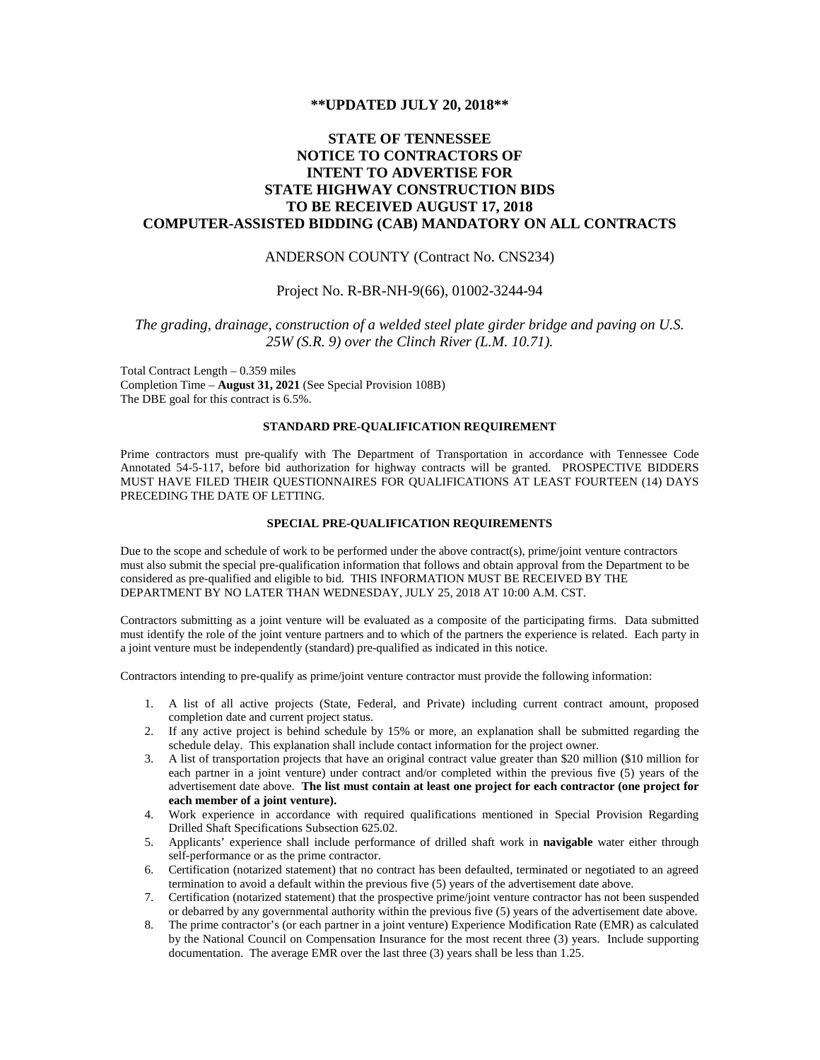**\*\*UPDATED JULY 20, 2018\*\***

# STATE OF TENNESSEE
# NOTICE TO CONTRACTORS OF INTENT TO ADVERTISE FOR STATE HIGHWAY CONSTRUCTION BIDS TO BE RECEIVED AUGUST 17, 2018
# COMPUTER-ASSISTED BIDDING (CAB) MANDATORY ON ALL CONTRACTS

ANDERSON COUNTY (Contract No. CNS234)

Project No. R-BR-NH-9(66), 01002-3244-94

*The grading, drainage, construction of a welded steel plate girder bridge and paving on U.S. 25W (S.R. 9) over the Clinch River (L.M. 10.71).*

Total Contract Length – 0.359 miles
Completion Time – **August 31, 2021** (See Special Provision 108B)
The DBE goal for this contract is 6.5%.

### STANDARD PRE-QUALIFICATION REQUIREMENT

Prime contractors must pre-qualify with The Department of Transportation in accordance with Tennessee Code Annotated 54-5-117, before bid authorization for highway contracts will be granted. PROSPECTIVE BIDDERS MUST HAVE FILED THEIR QUESTIONNAIRES FOR QUALIFICATIONS AT LEAST FOURTEEN (14) DAYS PRECEDING THE DATE OF LETTING.

### SPECIAL PRE-QUALIFICATION REQUIREMENTS

Due to the scope and schedule of work to be performed under the above contract(s), prime/joint venture contractors must also submit the special pre-qualification information that follows and obtain approval from the Department to be considered as pre-qualified and eligible to bid. THIS INFORMATION MUST BE RECEIVED BY THE DEPARTMENT BY NO LATER THAN WEDNESDAY, JULY 25, 2018 AT 10:00 A.M. CST.

Contractors submitting as a joint venture will be evaluated as a composite of the participating firms. Data submitted must identify the role of the joint venture partners and to which of the partners the experience is related. Each party in a joint venture must be independently (standard) pre-qualified as indicated in this notice.

Contractors intending to pre-qualify as prime/joint venture contractor must provide the following information:

1. A list of all active projects (State, Federal, and Private) including current contract amount, proposed completion date and current project status.
2. If any active project is behind schedule by 15% or more, an explanation shall be submitted regarding the schedule delay. This explanation shall include contact information for the project owner.
3. A list of transportation projects that have an original contract value greater than $20 million ($10 million for each partner in a joint venture) under contract and/or completed within the previous five (5) years of the advertisement date above. **The list must contain at least one project for each contractor (one project for each member of a joint venture).**
4. Work experience in accordance with required qualifications mentioned in Special Provision Regarding Drilled Shaft Specifications Subsection 625.02.
5. Applicants' experience shall include performance of drilled shaft work in **navigable** water either through self-performance or as the prime contractor.
6. Certification (notarized statement) that no contract has been defaulted, terminated or negotiated to an agreed termination to avoid a default within the previous five (5) years of the advertisement date above.
7. Certification (notarized statement) that the prospective prime/joint venture contractor has not been suspended or debarred by any governmental authority within the previous five (5) years of the advertisement date above.
8. The prime contractor's (or each partner in a joint venture) Experience Modification Rate (EMR) as calculated by the National Council on Compensation Insurance for the most recent three (3) years. Include supporting documentation. The average EMR over the last three (3) years shall be less than 1.25.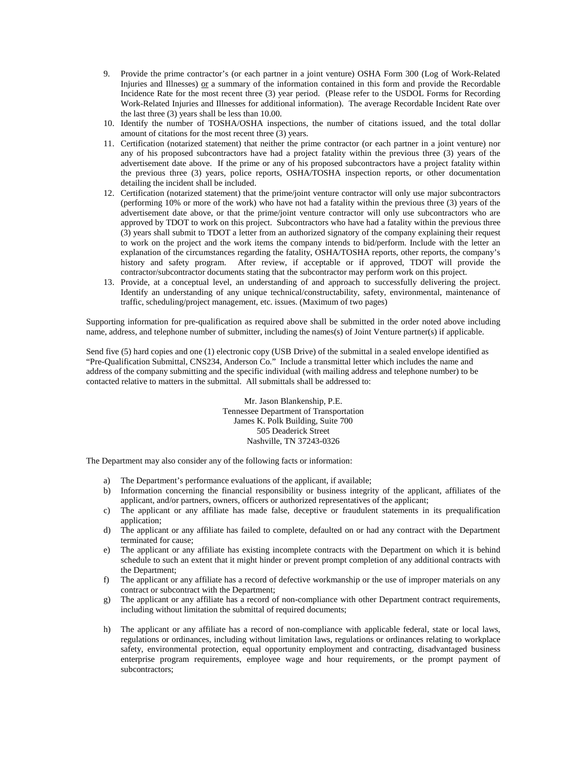9. Provide the prime contractor's (or each partner in a joint venture) OSHA Form 300 (Log of Work-Related Injuries and Illnesses) <u>or</u> a summary of the information contained in this form and provide the Recordable Incidence Rate for the most recent three (3) year period. (Please refer to the USDOL Forms for Recording Work-Related Injuries and Illnesses for additional information). The average Recordable Incident Rate over the last three (3) years shall be less than 10.00.
10. Identify the number of TOSHA/OSHA inspections, the number of citations issued, and the total dollar amount of citations for the most recent three (3) years.
11. Certification (notarized statement) that neither the prime contractor (or each partner in a joint venture) nor any of his proposed subcontractors have had a project fatality within the previous three (3) years of the advertisement date above. If the prime or any of his proposed subcontractors have a project fatality within the previous three (3) years, police reports, OSHA/TOSHA inspection reports, or other documentation detailing the incident shall be included.
12. Certification (notarized statement) that the prime/joint venture contractor will only use major subcontractors (performing 10% or more of the work) who have not had a fatality within the previous three (3) years of the advertisement date above, or that the prime/joint venture contractor will only use subcontractors who are approved by TDOT to work on this project. Subcontractors who have had a fatality within the previous three (3) years shall submit to TDOT a letter from an authorized signatory of the company explaining their request to work on the project and the work items the company intends to bid/perform. Include with the letter an explanation of the circumstances regarding the fatality, OSHA/TOSHA reports, other reports, the company's history and safety program. After review, if acceptable or if approved, TDOT will provide the contractor/subcontractor documents stating that the subcontractor may perform work on this project.
13. Provide, at a conceptual level, an understanding of and approach to successfully delivering the project. Identify an understanding of any unique technical/constructability, safety, environmental, maintenance of traffic, scheduling/project management, etc. issues. (Maximum of two pages)

Supporting information for pre-qualification as required above shall be submitted in the order noted above including name, address, and telephone number of submitter, including the names(s) of Joint Venture partner(s) if applicable.

Send five (5) hard copies and one (1) electronic copy (USB Drive) of the submittal in a sealed envelope identified as "Pre-Qualification Submittal, CNS234, Anderson Co." Include a transmittal letter which includes the name and address of the company submitting and the specific individual (with mailing address and telephone number) to be contacted relative to matters in the submittal. All submittals shall be addressed to:

Mr. Jason Blankenship, P.E.
Tennessee Department of Transportation
James K. Polk Building, Suite 700
505 Deaderick Street
Nashville, TN 37243-0326

The Department may also consider any of the following facts or information:

a) The Department's performance evaluations of the applicant, if available;
b) Information concerning the financial responsibility or business integrity of the applicant, affiliates of the applicant, and/or partners, owners, officers or authorized representatives of the applicant;
c) The applicant or any affiliate has made false, deceptive or fraudulent statements in its prequalification application;
d) The applicant or any affiliate has failed to complete, defaulted on or had any contract with the Department terminated for cause;
e) The applicant or any affiliate has existing incomplete contracts with the Department on which it is behind schedule to such an extent that it might hinder or prevent prompt completion of any additional contracts with the Department;
f) The applicant or any affiliate has a record of defective workmanship or the use of improper materials on any contract or subcontract with the Department;
g) The applicant or any affiliate has a record of non-compliance with other Department contract requirements, including without limitation the submittal of required documents;
h) The applicant or any affiliate has a record of non-compliance with applicable federal, state or local laws, regulations or ordinances, including without limitation laws, regulations or ordinances relating to workplace safety, environmental protection, equal opportunity employment and contracting, disadvantaged business enterprise program requirements, employee wage and hour requirements, or the prompt payment of subcontractors;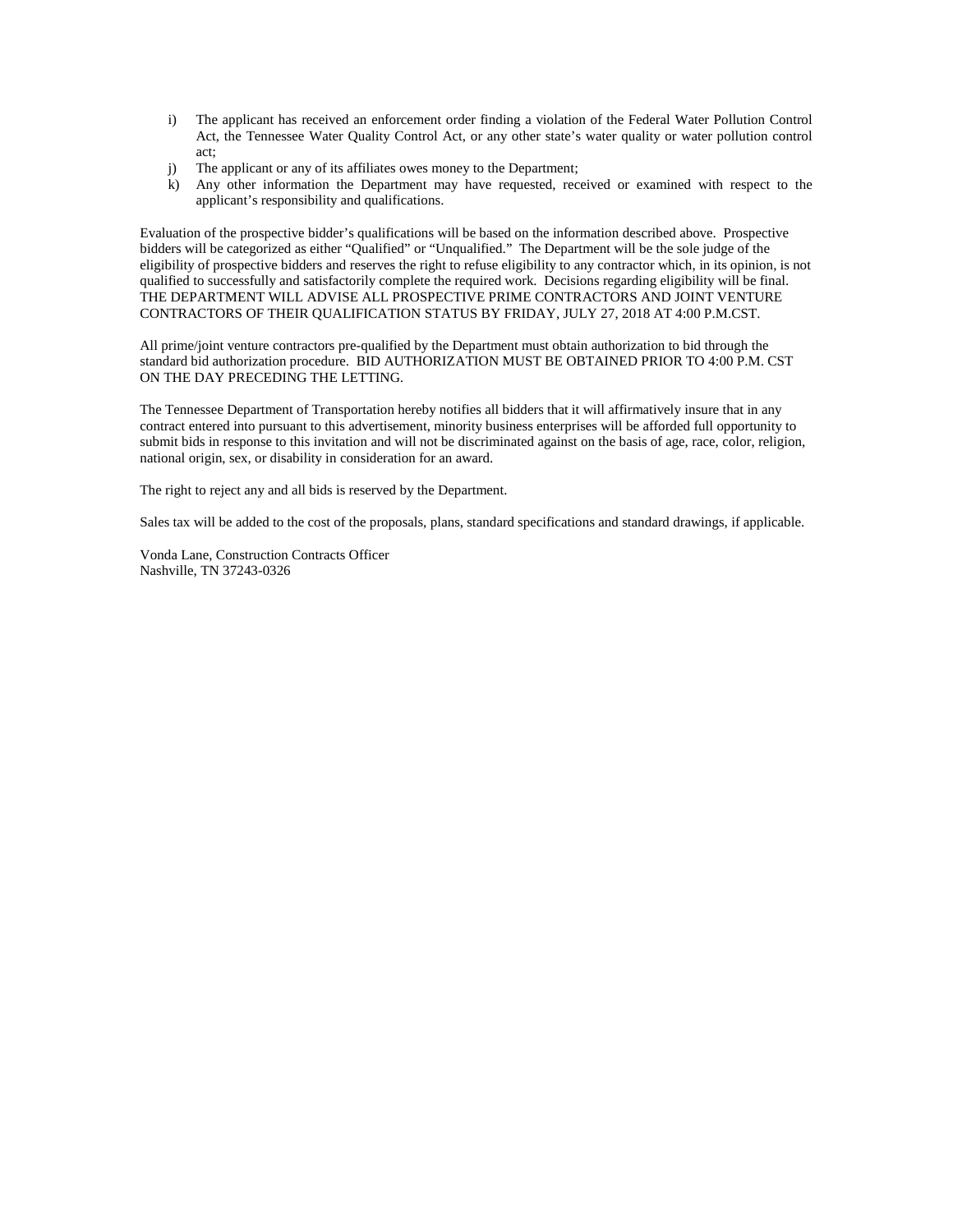i) The applicant has received an enforcement order finding a violation of the Federal Water Pollution Control Act, the Tennessee Water Quality Control Act, or any other state's water quality or water pollution control act;
j) The applicant or any of its affiliates owes money to the Department;
k) Any other information the Department may have requested, received or examined with respect to the applicant's responsibility and qualifications.

Evaluation of the prospective bidder's qualifications will be based on the information described above. Prospective bidders will be categorized as either "Qualified" or "Unqualified." The Department will be the sole judge of the eligibility of prospective bidders and reserves the right to refuse eligibility to any contractor which, in its opinion, is not qualified to successfully and satisfactorily complete the required work. Decisions regarding eligibility will be final. THE DEPARTMENT WILL ADVISE ALL PROSPECTIVE PRIME CONTRACTORS AND JOINT VENTURE CONTRACTORS OF THEIR QUALIFICATION STATUS BY FRIDAY, JULY 27, 2018 AT 4:00 P.M.CST.

All prime/joint venture contractors pre-qualified by the Department must obtain authorization to bid through the standard bid authorization procedure. BID AUTHORIZATION MUST BE OBTAINED PRIOR TO 4:00 P.M. CST ON THE DAY PRECEDING THE LETTING.

The Tennessee Department of Transportation hereby notifies all bidders that it will affirmatively insure that in any contract entered into pursuant to this advertisement, minority business enterprises will be afforded full opportunity to submit bids in response to this invitation and will not be discriminated against on the basis of age, race, color, religion, national origin, sex, or disability in consideration for an award.

The right to reject any and all bids is reserved by the Department.

Sales tax will be added to the cost of the proposals, plans, standard specifications and standard drawings, if applicable.

Vonda Lane, Construction Contracts Officer
Nashville, TN 37243-0326